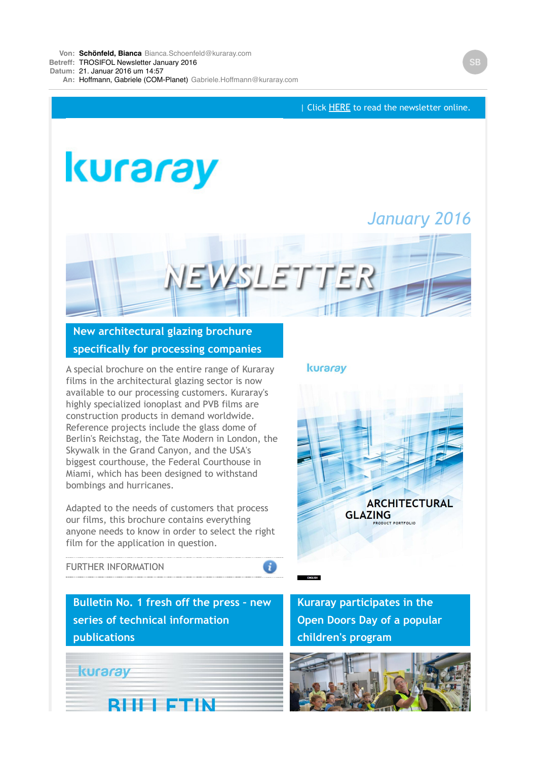**Von:** **Schönfeld, Bianca** Bianca.Schoenfeld@kuraray.com
**Betreff:** TROSIFOL Newsletter January 2016
**Datum:** 21. Januar 2016 um 14:57
**An:** Hoffmann, Gabriele (COM-Planet) Gabriele.Hoffmann@kuraray.com

| Click HERE to read the newsletter online.

kuraray

*January 2016*

NEWSLETTER

## New architectural glazing brochure specifically for processing companies

A special brochure on the entire range of Kuraray films in the architectural glazing sector is now available to our processing customers. Kuraray's highly specialized ionoplast and PVB films are construction products in demand worldwide. Reference projects include the glass dome of Berlin's Reichstag, the Tate Modern in London, the Skywalk in the Grand Canyon, and the USA's biggest courthouse, the Federal Courthouse in Miami, which has been designed to withstand bombings and hurricanes.

Adapted to the needs of customers that process our films, this brochure contains everything anyone needs to know in order to select the right film for the application in question.

FURTHER INFORMATION

kuraray

ARCHITECTURAL GLAZING
PRODUCT PORTFOLIO

ENGLISH

## Bulletin No. 1 fresh off the press - new series of technical information publications

kuraray

BULLETIN

## Kuraray participates in the Open Doors Day of a popular children's program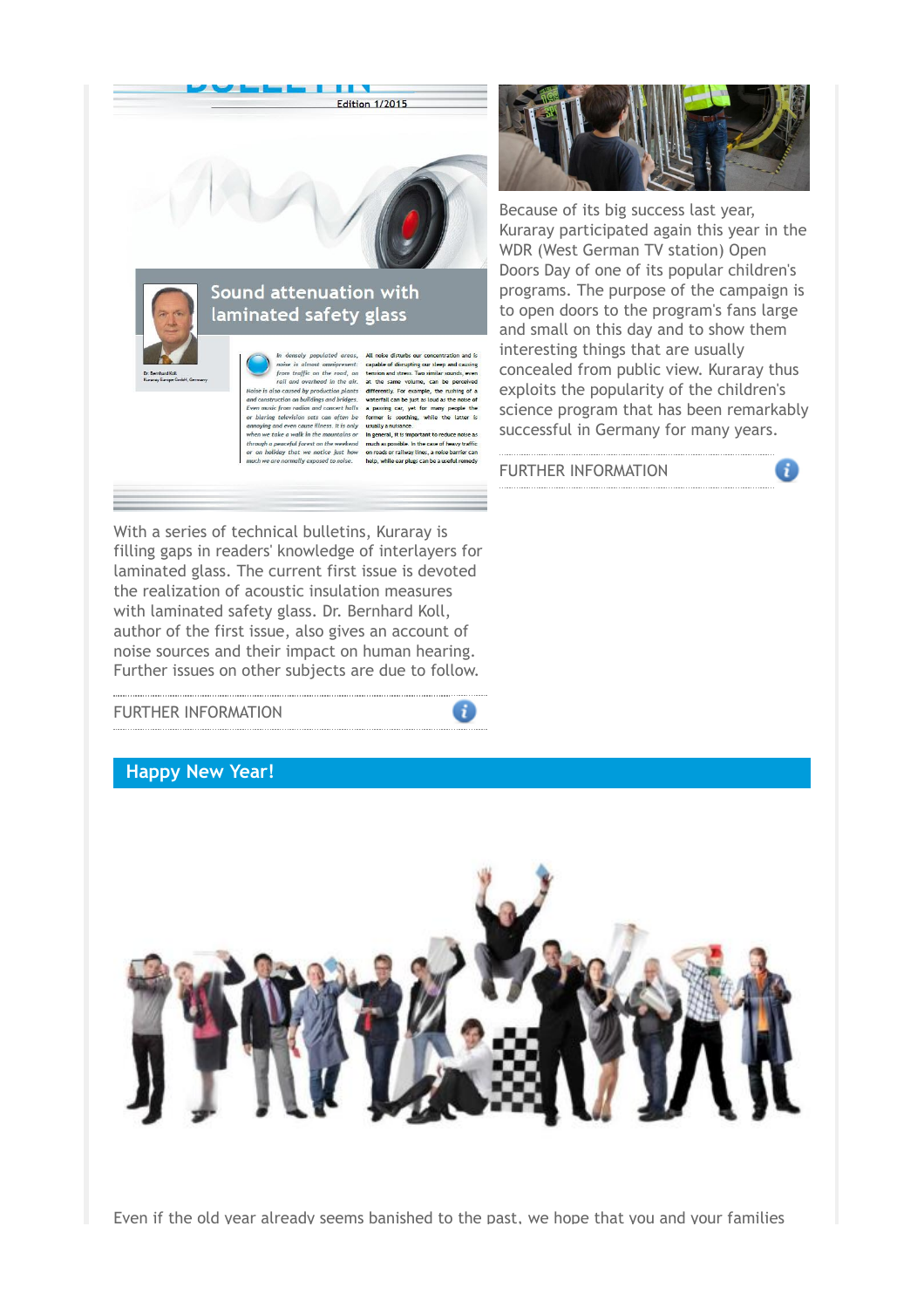Because of its big success last year, Kuraray participated again this year in the WDR (West German TV station) Open Doors Day of one of its popular children's programs. The purpose of the campaign is to open doors to the program's fans large and small on this day and to show them interesting things that are usually concealed from public view. Kuraray thus exploits the popularity of the children's science program that has been remarkably successful in Germany for many years.

FURTHER INFORMATION

With a series of technical bulletins, Kuraray is filling gaps in readers' knowledge of interlayers for laminated glass. The current first issue is devoted the realization of acoustic insulation measures with laminated safety glass. Dr. Bernhard Koll, author of the first issue, also gives an account of noise sources and their impact on human hearing. Further issues on other subjects are due to follow.

FURTHER INFORMATION

## Happy New Year!

Even if the old year already seems banished to the past, we hope that you and your families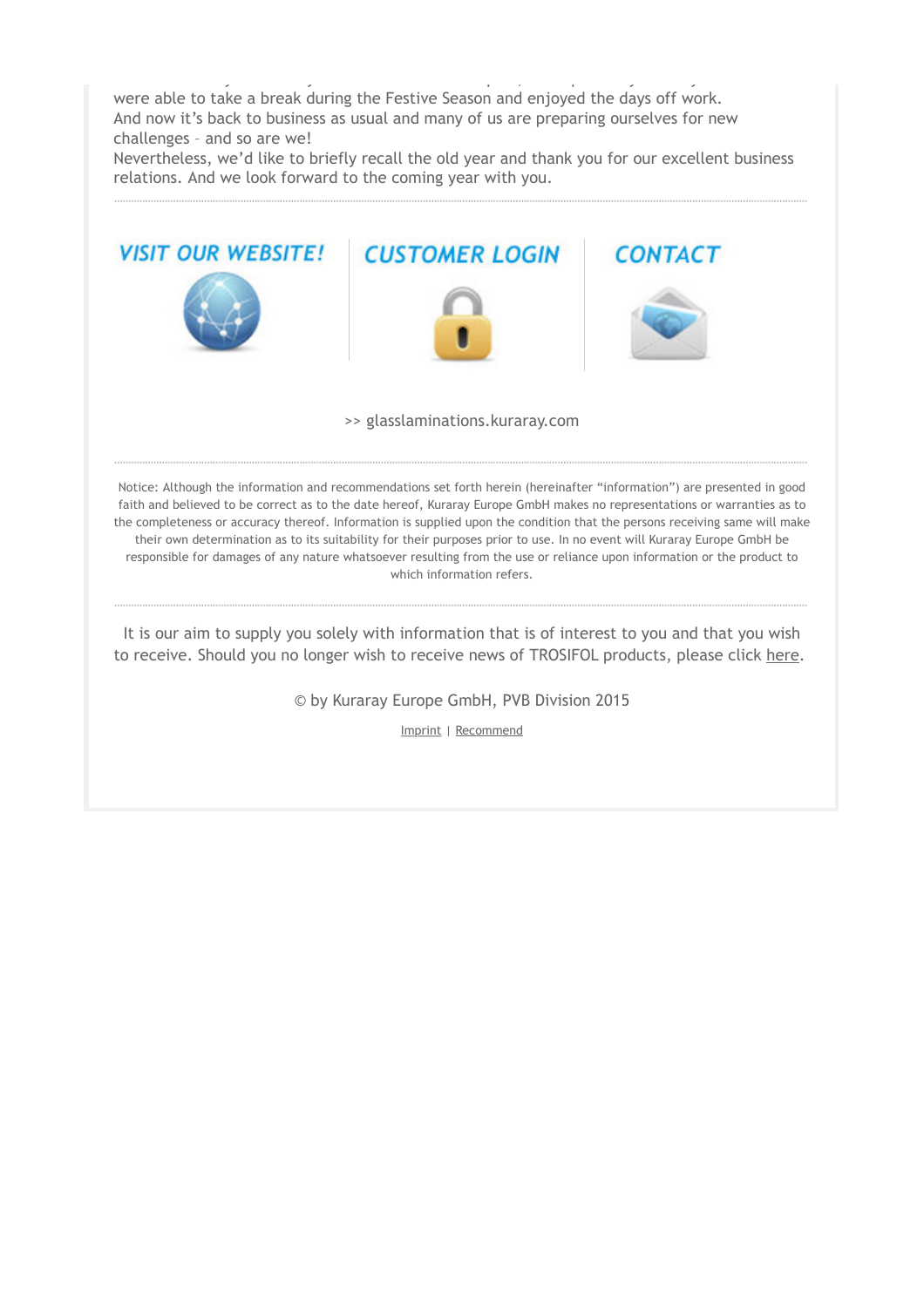were able to take a break during the Festive Season and enjoyed the days off work.
And now it's back to business as usual and many of us are preparing ourselves for new challenges – and so are we!
Nevertheless, we'd like to briefly recall the old year and thank you for our excellent business relations. And we look forward to the coming year with you.

---

**VISIT OUR WEBSITE!** | **CUSTOMER LOGIN** | **CONTACT**

>> glasslaminations.kuraray.com

---

Notice: Although the information and recommendations set forth herein (hereinafter "information") are presented in good faith and believed to be correct as to the date hereof, Kuraray Europe GmbH makes no representations or warranties as to the completeness or accuracy thereof. Information is supplied upon the condition that the persons receiving same will make their own determination as to its suitability for their purposes prior to use. In no event will Kuraray Europe GmbH be responsible for damages of any nature whatsoever resulting from the use or reliance upon information or the product to which information refers.

---

It is our aim to supply you solely with information that is of interest to you and that you wish to receive. Should you no longer wish to receive news of TROSIFOL products, please click here.

© by Kuraray Europe GmbH, PVB Division 2015

Imprint | Recommend